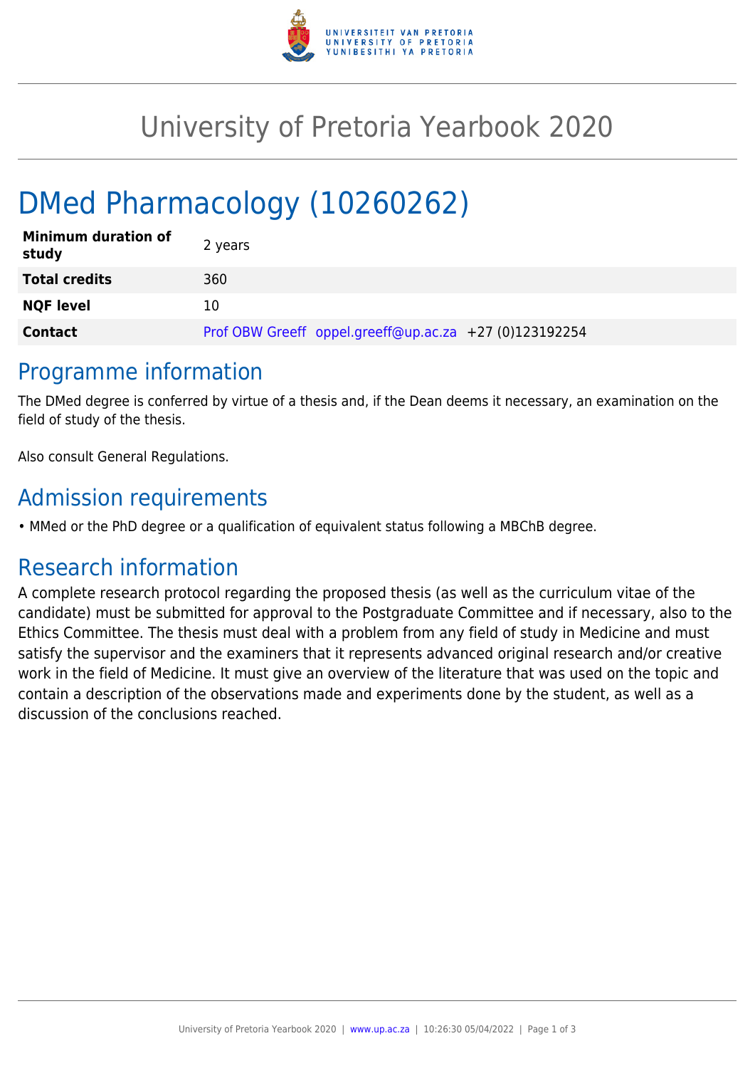# University of Pretoria Yearbook 2020

## DMed Pharmacology (10260262)

| | |
|---|---|
| **Minimum duration of study** | 2 years |
| **Total credits** | 360 |
| **NQF level** | 10 |
| **Contact** | Prof OBW Greeff oppel.greeff@up.ac.za +27 (0)123192254 |

## Programme information

The DMed degree is conferred by virtue of a thesis and, if the Dean deems it necessary, an examination on the field of study of the thesis.

Also consult General Regulations.

## Admission requirements

- MMed or the PhD degree or a qualification of equivalent status following a MBChB degree.

## Research information

A complete research protocol regarding the proposed thesis (as well as the curriculum vitae of the candidate) must be submitted for approval to the Postgraduate Committee and if necessary, also to the Ethics Committee. The thesis must deal with a problem from any field of study in Medicine and must satisfy the supervisor and the examiners that it represents advanced original research and/or creative work in the field of Medicine. It must give an overview of the literature that was used on the topic and contain a description of the observations made and experiments done by the student, as well as a discussion of the conclusions reached.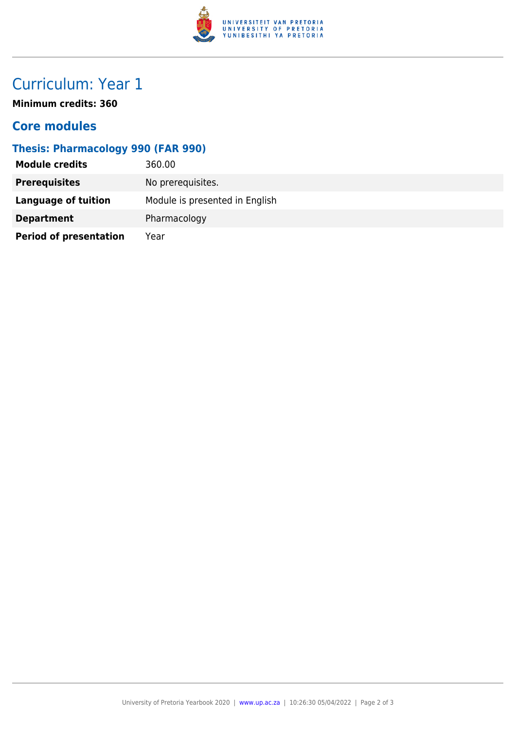# Curriculum: Year 1

**Minimum credits: 360**

## Core modules

### Thesis: Pharmacology 990 (FAR 990)

| | |
|---|---|
| **Module credits** | 360.00 |
| **Prerequisites** | No prerequisites. |
| **Language of tuition** | Module is presented in English |
| **Department** | Pharmacology |
| **Period of presentation** | Year |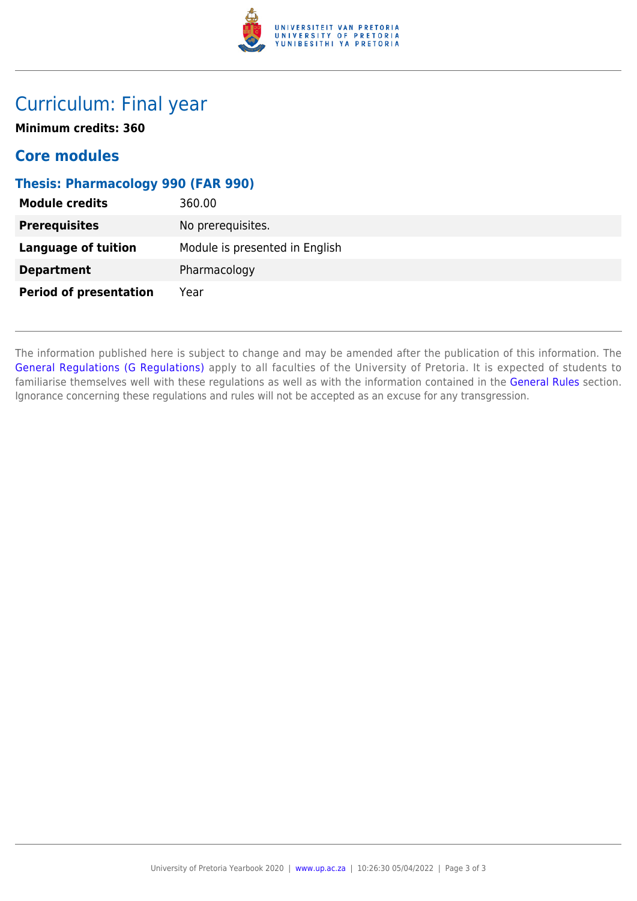# Curriculum: Final year

**Minimum credits: 360**

## Core modules

### Thesis: Pharmacology 990 (FAR 990)

| | |
|---|---|
| **Module credits** | 360.00 |
| **Prerequisites** | No prerequisites. |
| **Language of tuition** | Module is presented in English |
| **Department** | Pharmacology |
| **Period of presentation** | Year |

The information published here is subject to change and may be amended after the publication of this information. The General Regulations (G Regulations) apply to all faculties of the University of Pretoria. It is expected of students to familiarise themselves well with these regulations as well as with the information contained in the General Rules section. Ignorance concerning these regulations and rules will not be accepted as an excuse for any transgression.